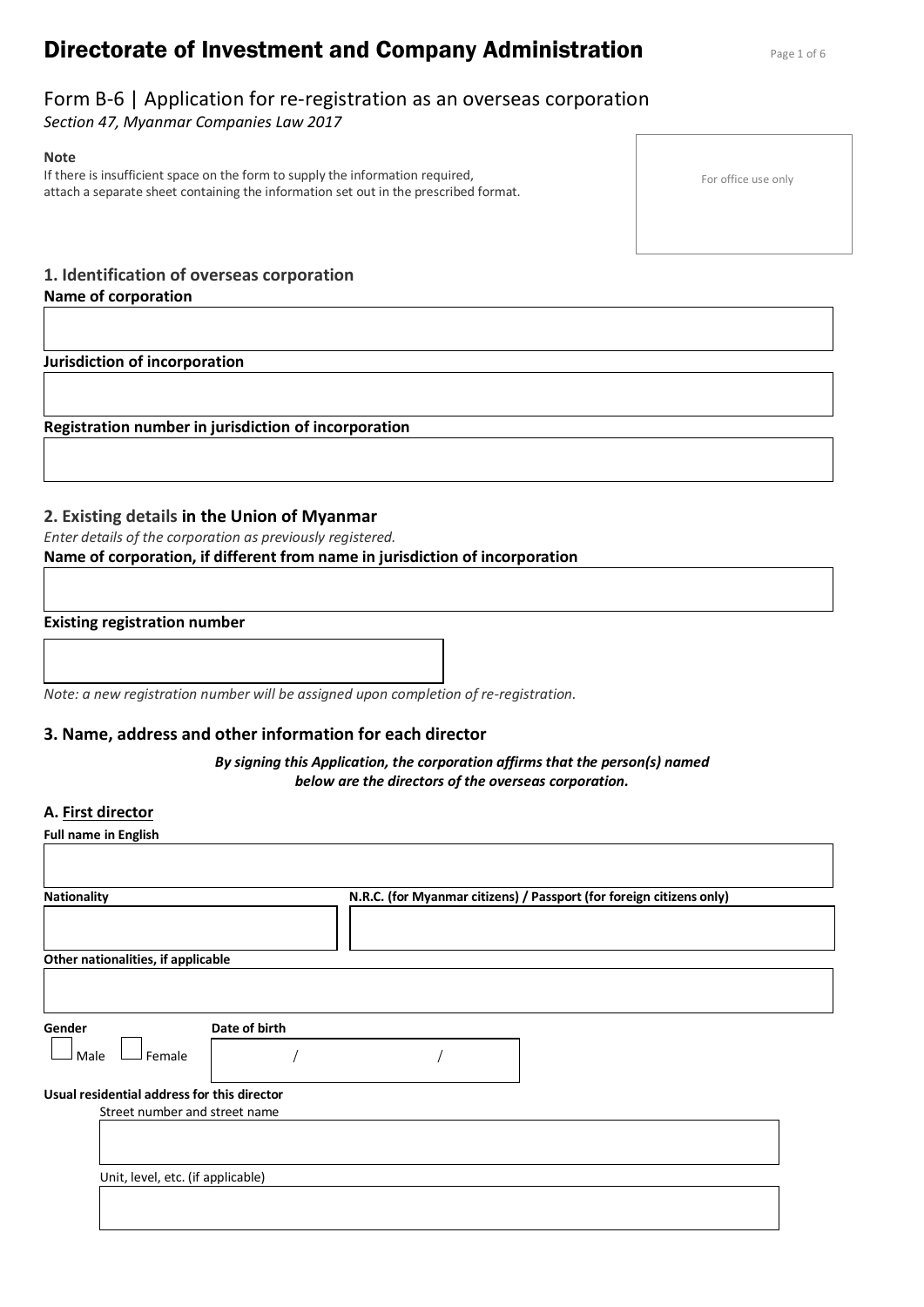# Directorate of Investment and Company Administration

## Form B-6 | Application for re-registration as an overseas corporation

*Section 47, Myanmar Companies Law 2017*

**Note**

If there is insufficient space on the form to supply the information required, attach a separate sheet containing the information set out in the prescribed format.

For office use only

### 1. Identification of overseas corporation

**Name of corporation**

**Jurisdiction of incorporation**

**Registration number in jurisdiction of incorporation**

### 2. Existing details in the Union of Myanmar

*Enter details of the corporation as previously registered.*

**Name of corporation, if different from name in jurisdiction of incorporation**

**Existing registration number**

*Note: a new registration number will be assigned upon completion of re-registration.*

### 3. Name, address and other information for each director

***By signing this Application, the corporation affirms that the person(s) named below are the directors of the overseas corporation.***

#### A. First director

**Full name in English**

**Nationality**

**N.R.C. (for Myanmar citizens) / Passport (for foreign citizens only)**

**Other nationalities, if applicable**

**Gender**

☐ Male ☐ Female

**Date of birth**

/ /

**Usual residential address for this director**

Street number and street name

Unit, level, etc. (if applicable)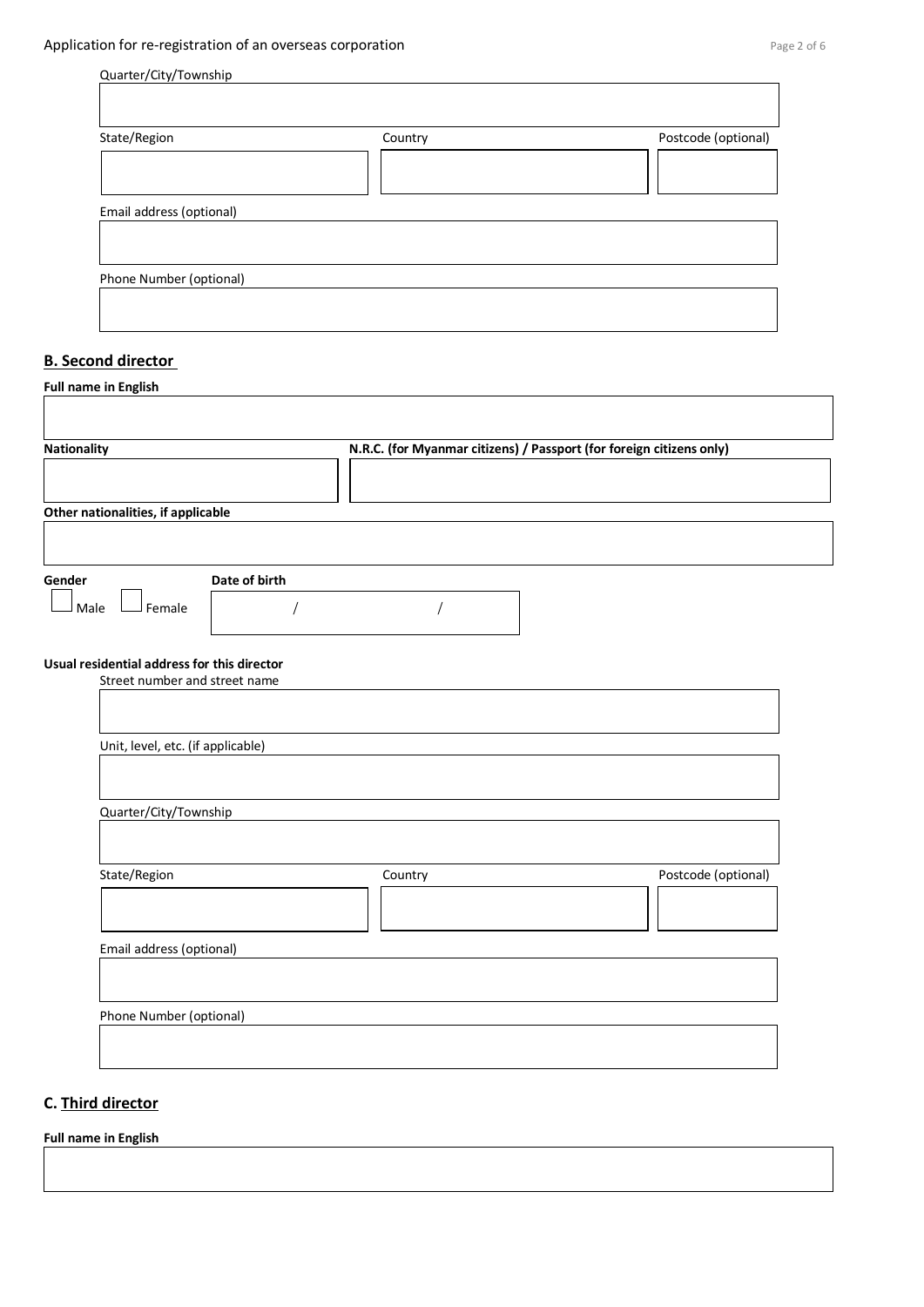Quarter/City/Township

State/Region | Country | Postcode (optional)

Email address (optional)

Phone Number (optional)

## B. Second director

**Full name in English**

**Nationality**

**N.R.C. (for Myanmar citizens) / Passport (for foreign citizens only)**

**Other nationalities, if applicable**

**Gender**

☐ Male ☐ Female

**Date of birth**

/ /

**Usual residential address for this director**

Street number and street name

Unit, level, etc. (if applicable)

Quarter/City/Township

State/Region | Country | Postcode (optional)

Email address (optional)

Phone Number (optional)

## C. Third director

**Full name in English**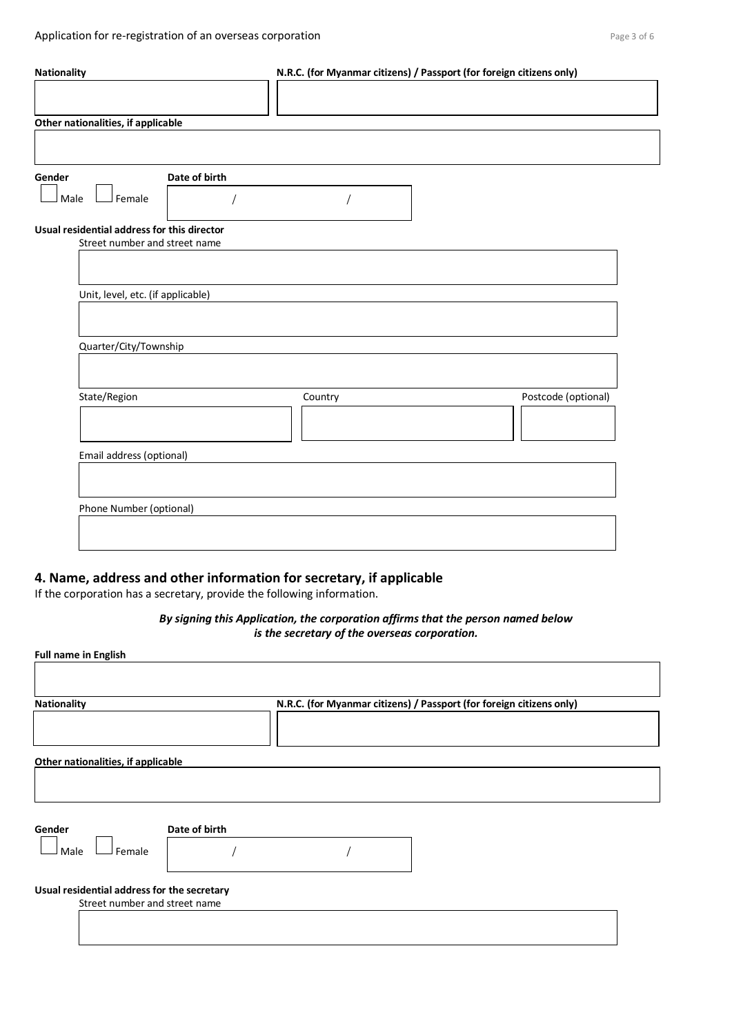**Nationality**

**N.R.C. (for Myanmar citizens) / Passport (for foreign citizens only)**

**Other nationalities, if applicable**

**Gender**

☐ Male ☐ Female

**Date of birth**

/ /

**Usual residential address for this director**

Street number and street name

Unit, level, etc. (if applicable)

Quarter/City/Township

State/Region

Country

Postcode (optional)

Email address (optional)

Phone Number (optional)

## 4. Name, address and other information for secretary, if applicable

If the corporation has a secretary, provide the following information.

***By signing this Application, the corporation affirms that the person named below is the secretary of the overseas corporation.***

**Full name in English**

**Nationality**

**N.R.C. (for Myanmar citizens) / Passport (for foreign citizens only)**

**Other nationalities, if applicable**

**Gender**

☐ Male ☐ Female

**Date of birth**

/ /

**Usual residential address for the secretary**

Street number and street name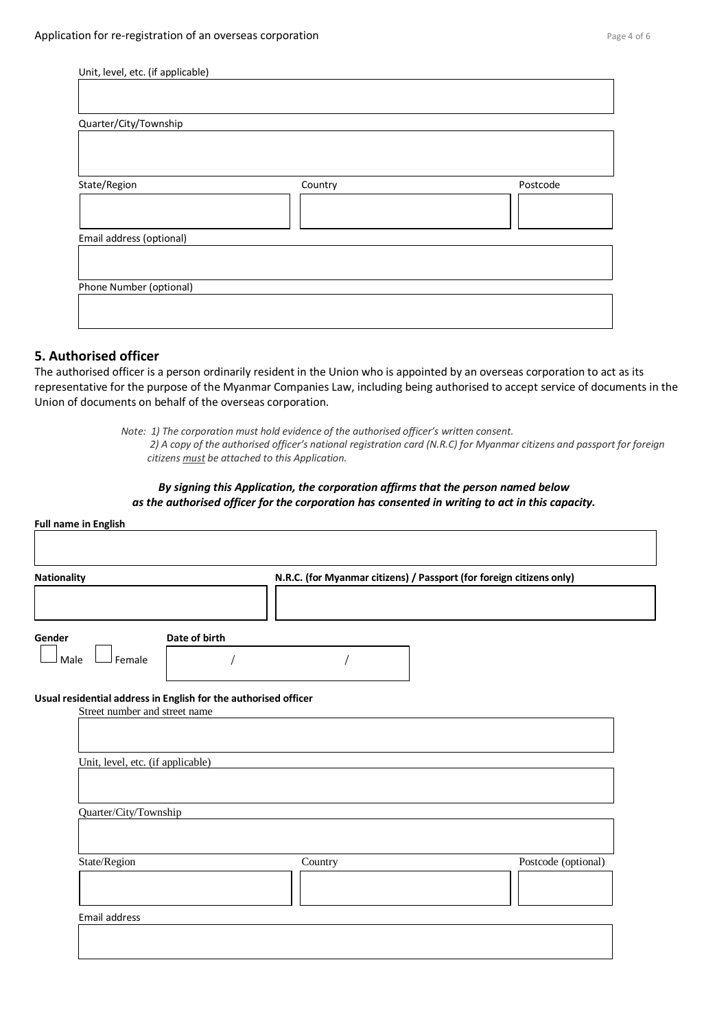Unit, level, etc. (if applicable)

Quarter/City/Township

State/Region | Country | Postcode

Email address (optional)

Phone Number (optional)

## 5. Authorised officer

The authorised officer is a person ordinarily resident in the Union who is appointed by an overseas corporation to act as its representative for the purpose of the Myanmar Companies Law, including being authorised to accept service of documents in the Union of documents on behalf of the overseas corporation.

*Note: 1) The corporation must hold evidence of the authorised officer's written consent.*
*2) A copy of the authorised officer's national registration card (N.R.C) for Myanmar citizens and passport for foreign citizens must be attached to this Application.*

***By signing this Application, the corporation affirms that the person named below as the authorised officer for the corporation has consented in writing to act in this capacity.***

**Full name in English**

**Nationality** | **N.R.C. (for Myanmar citizens) / Passport (for foreign citizens only)**

**Gender**
☐ Male ☐ Female

**Date of birth**
/ /

**Usual residential address in English for the authorised officer**

Street number and street name

Unit, level, etc. (if applicable)

Quarter/City/Township

State/Region | Country | Postcode (optional)

Email address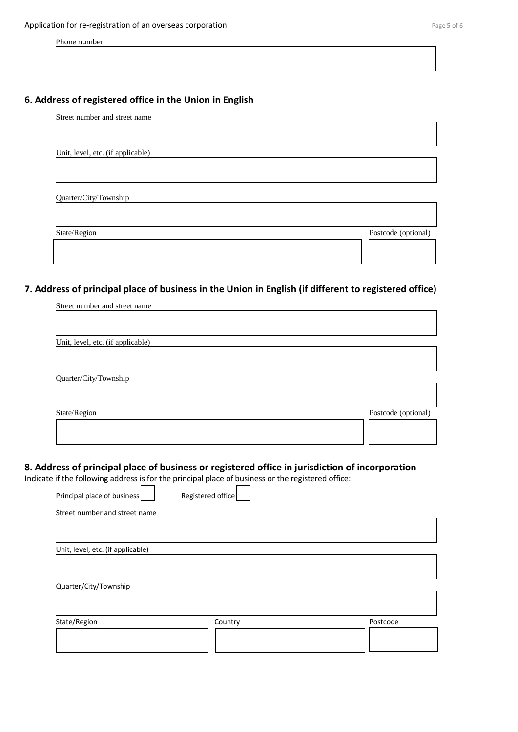Phone number

## 6. Address of registered office in the Union in English

Street number and street name

Unit, level, etc. (if applicable)

Quarter/City/Township

State/Region

Postcode (optional)

## 7. Address of principal place of business in the Union in English (if different to registered office)

Street number and street name

Unit, level, etc. (if applicable)

Quarter/City/Township

State/Region

Postcode (optional)

## 8. Address of principal place of business or registered office in jurisdiction of incorporation

Indicate if the following address is for the principal place of business or the registered office:

Principal place of business ☐ Registered office ☐

Street number and street name

Unit, level, etc. (if applicable)

Quarter/City/Township

State/Region

Country

Postcode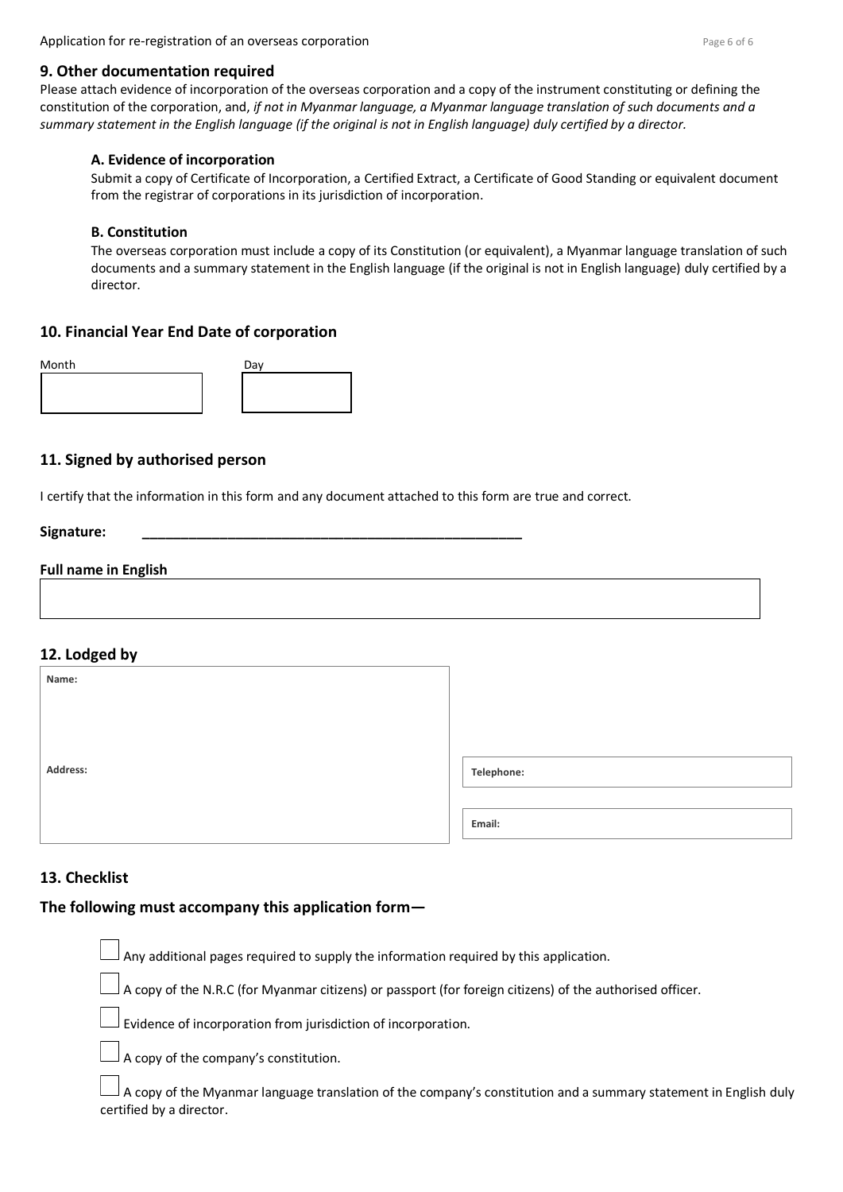## 9. Other documentation required

Please attach evidence of incorporation of the overseas corporation and a copy of the instrument constituting or defining the constitution of the corporation, and, *if not in Myanmar language, a Myanmar language translation of such documents and a summary statement in the English language (if the original is not in English language) duly certified by a director.*

### A. Evidence of incorporation

Submit a copy of Certificate of Incorporation, a Certified Extract, a Certificate of Good Standing or equivalent document from the registrar of corporations in its jurisdiction of incorporation.

### B. Constitution

The overseas corporation must include a copy of its Constitution (or equivalent), a Myanmar language translation of such documents and a summary statement in the English language (if the original is not in English language) duly certified by a director.

## 10. Financial Year End Date of corporation

| Month | Day |
| --- | --- |
| | |

## 11. Signed by authorised person

I certify that the information in this form and any document attached to this form are true and correct.

**Signature:** \_\_\_\_\_\_\_\_\_\_\_\_\_\_\_\_\_\_\_\_\_\_\_\_\_\_\_\_\_\_\_\_\_\_\_\_\_\_\_\_\_\_\_\_\_\_\_\_

**Full name in English**

| |
| --- |
| |

## 12. Lodged by

| | |
| --- | --- |
| **Name:** | |
| **Address:** | **Telephone:** |
| | **Email:** |

## 13. Checklist

### The following must accompany this application form—

- ☐ Any additional pages required to supply the information required by this application.
- ☐ A copy of the N.R.C (for Myanmar citizens) or passport (for foreign citizens) of the authorised officer.
- ☐ Evidence of incorporation from jurisdiction of incorporation.
- ☐ A copy of the company's constitution.
- ☐ A copy of the Myanmar language translation of the company's constitution and a summary statement in English duly certified by a director.